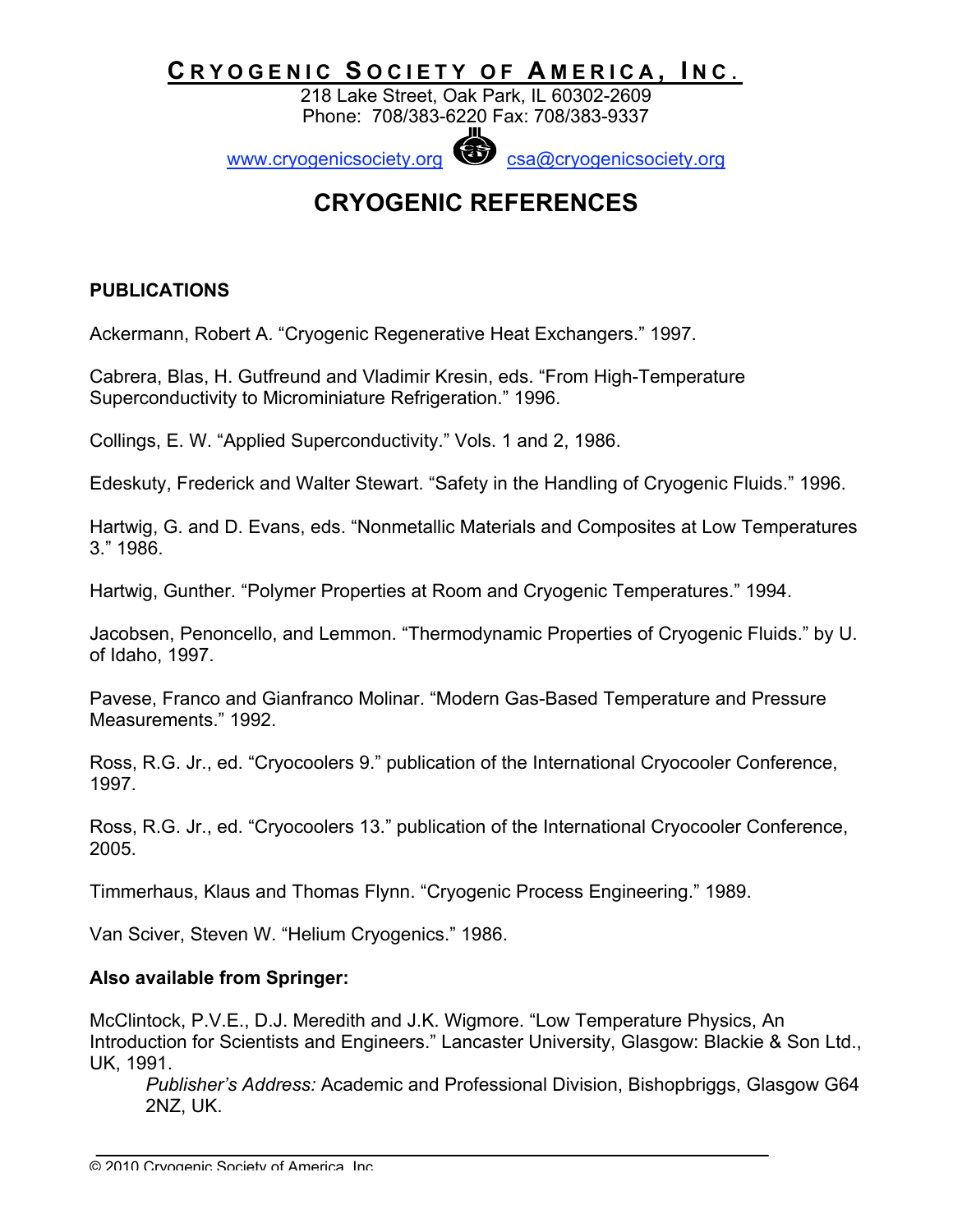# CRYOGENIC SOCIETY OF AMERICA, INC.

218 Lake Street, Oak Park, IL 60302-2609
Phone: 708/383-6220 Fax: 708/383-9337

www.cryogenicsociety.org csa@cryogenicsociety.org

# CRYOGENIC REFERENCES

## PUBLICATIONS

Ackermann, Robert A. "Cryogenic Regenerative Heat Exchangers." 1997.

Cabrera, Blas, H. Gutfreund and Vladimir Kresin, eds. "From High-Temperature Superconductivity to Microminiature Refrigeration." 1996.

Collings, E. W. "Applied Superconductivity." Vols. 1 and 2, 1986.

Edeskuty, Frederick and Walter Stewart. "Safety in the Handling of Cryogenic Fluids." 1996.

Hartwig, G. and D. Evans, eds. "Nonmetallic Materials and Composites at Low Temperatures 3." 1986.

Hartwig, Gunther. "Polymer Properties at Room and Cryogenic Temperatures." 1994.

Jacobsen, Penoncello, and Lemmon. "Thermodynamic Properties of Cryogenic Fluids." by U. of Idaho, 1997.

Pavese, Franco and Gianfranco Molinar. "Modern Gas-Based Temperature and Pressure Measurements." 1992.

Ross, R.G. Jr., ed. "Cryocoolers 9." publication of the International Cryocooler Conference, 1997.

Ross, R.G. Jr., ed. "Cryocoolers 13." publication of the International Cryocooler Conference, 2005.

Timmerhaus, Klaus and Thomas Flynn. "Cryogenic Process Engineering." 1989.

Van Sciver, Steven W. "Helium Cryogenics." 1986.

### Also available from Springer:

McClintock, P.V.E., D.J. Meredith and J.K. Wigmore. "Low Temperature Physics, An Introduction for Scientists and Engineers." Lancaster University, Glasgow: Blackie & Son Ltd., UK, 1991.

*Publisher's Address:* Academic and Professional Division, Bishopbriggs, Glasgow G64 2NZ, UK.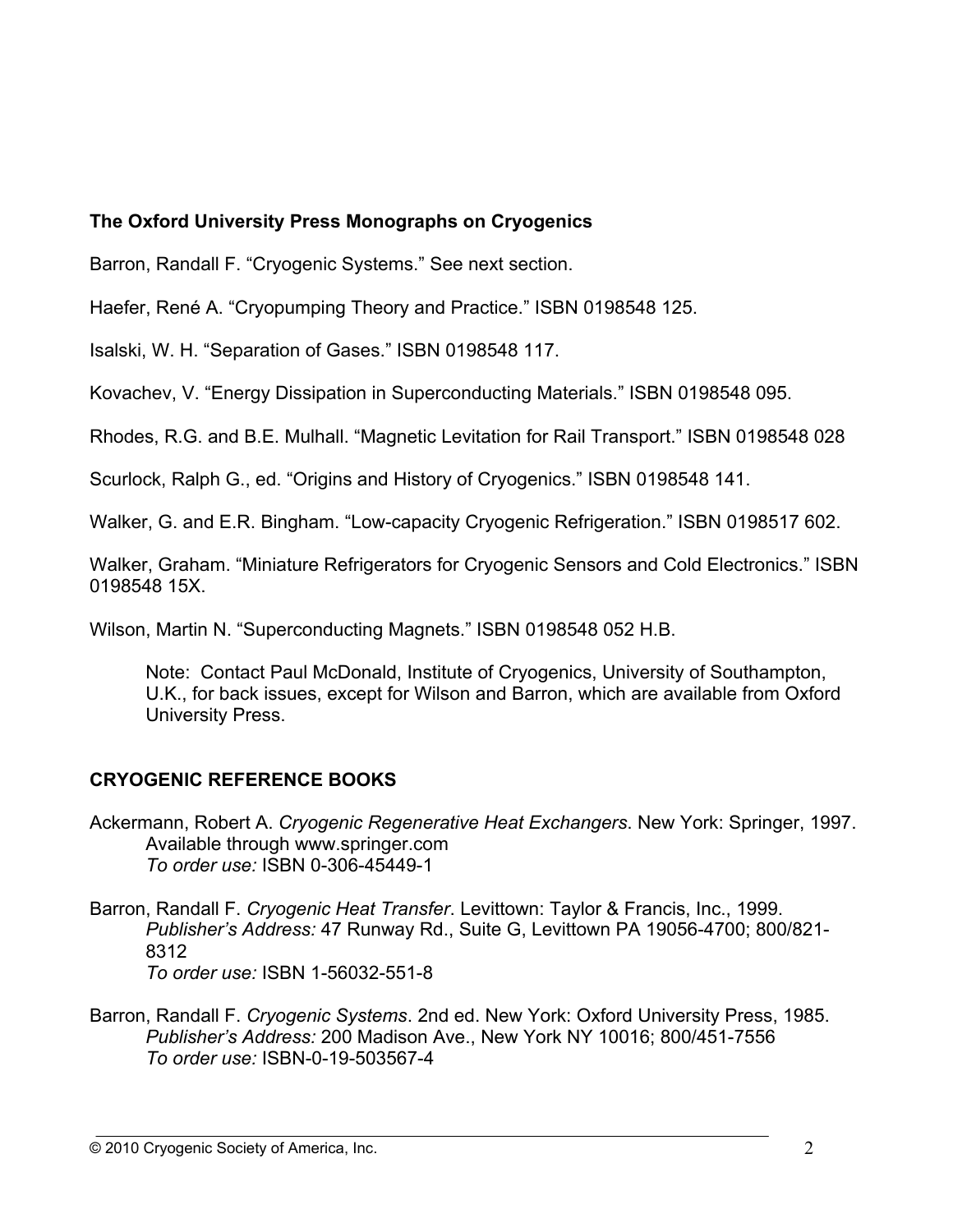**The Oxford University Press Monographs on Cryogenics**

Barron, Randall F. "Cryogenic Systems." See next section.

Haefer, René A. "Cryopumping Theory and Practice." ISBN 0198548 125.

Isalski, W. H. "Separation of Gases." ISBN 0198548 117.

Kovachev, V. "Energy Dissipation in Superconducting Materials." ISBN 0198548 095.

Rhodes, R.G. and B.E. Mulhall. "Magnetic Levitation for Rail Transport." ISBN 0198548 028

Scurlock, Ralph G., ed. "Origins and History of Cryogenics." ISBN 0198548 141.

Walker, G. and E.R. Bingham. "Low-capacity Cryogenic Refrigeration." ISBN 0198517 602.

Walker, Graham. "Miniature Refrigerators for Cryogenic Sensors and Cold Electronics." ISBN 0198548 15X.

Wilson, Martin N. "Superconducting Magnets." ISBN 0198548 052 H.B.

> Note: Contact Paul McDonald, Institute of Cryogenics, University of Southampton, U.K., for back issues, except for Wilson and Barron, which are available from Oxford University Press.

**CRYOGENIC REFERENCE BOOKS**

Ackermann, Robert A. *Cryogenic Regenerative Heat Exchangers*. New York: Springer, 1997.
Available through www.springer.com
*To order use:* ISBN 0-306-45449-1

Barron, Randall F. *Cryogenic Heat Transfer*. Levittown: Taylor & Francis, Inc., 1999.
*Publisher's Address:* 47 Runway Rd., Suite G, Levittown PA 19056-4700; 800/821-8312
*To order use:* ISBN 1-56032-551-8

Barron, Randall F. *Cryogenic Systems*. 2nd ed. New York: Oxford University Press, 1985.
*Publisher's Address:* 200 Madison Ave., New York NY 10016; 800/451-7556
*To order use:* ISBN-0-19-503567-4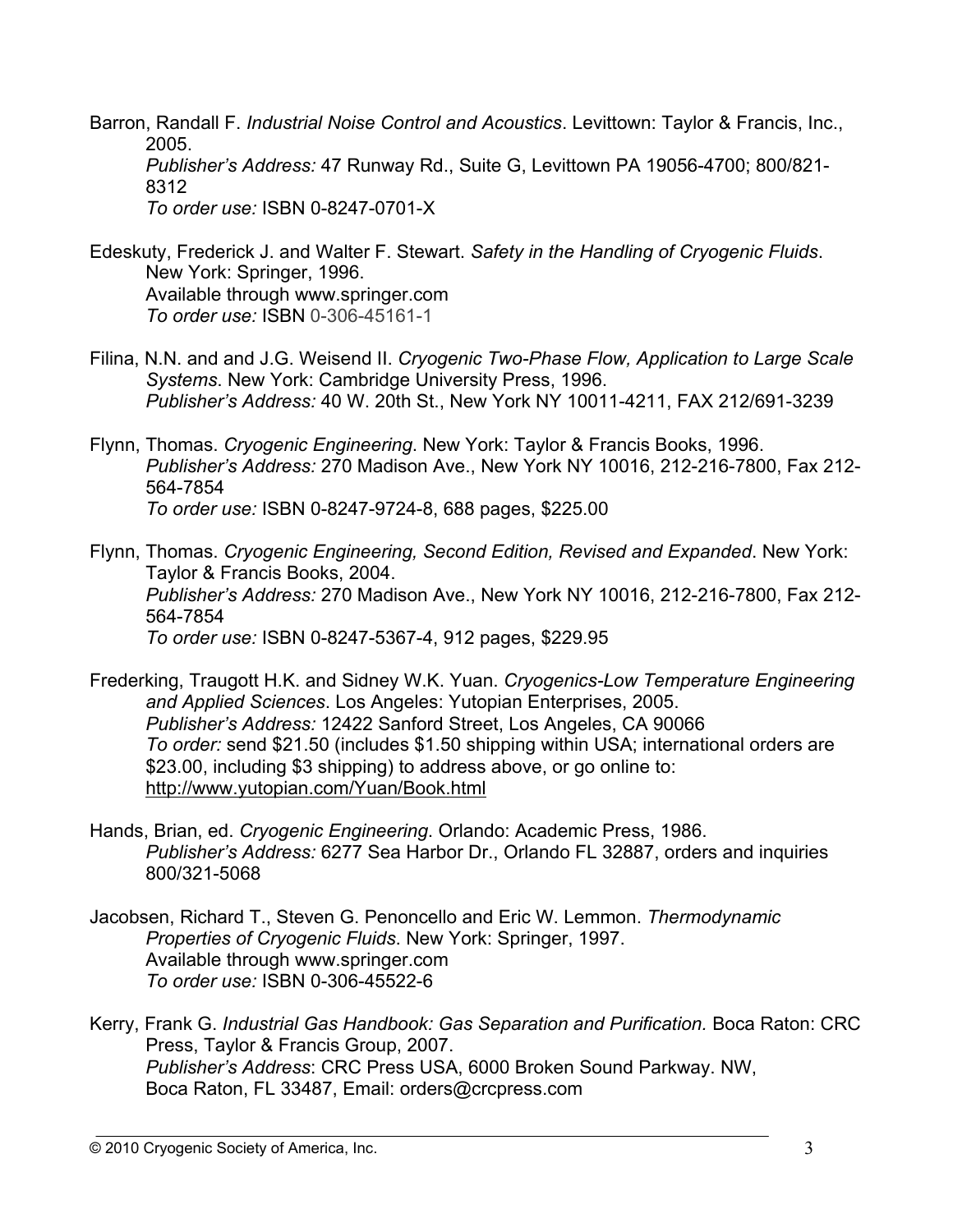Barron, Randall F. *Industrial Noise Control and Acoustics*. Levittown: Taylor & Francis, Inc., 2005.
*Publisher's Address:* 47 Runway Rd., Suite G, Levittown PA 19056-4700; 800/821-8312
*To order use:* ISBN 0-8247-0701-X

Edeskuty, Frederick J. and Walter F. Stewart. *Safety in the Handling of Cryogenic Fluids*. New York: Springer, 1996.
Available through www.springer.com
*To order use:* ISBN 0-306-45161-1

Filina, N.N. and and J.G. Weisend II. *Cryogenic Two-Phase Flow, Application to Large Scale Systems*. New York: Cambridge University Press, 1996.
*Publisher's Address:* 40 W. 20th St., New York NY 10011-4211, FAX 212/691-3239

Flynn, Thomas. *Cryogenic Engineering*. New York: Taylor & Francis Books, 1996.
*Publisher's Address:* 270 Madison Ave., New York NY 10016, 212-216-7800, Fax 212-564-7854
*To order use:* ISBN 0-8247-9724-8, 688 pages, $225.00

Flynn, Thomas. *Cryogenic Engineering, Second Edition, Revised and Expanded*. New York: Taylor & Francis Books, 2004.
*Publisher's Address:* 270 Madison Ave., New York NY 10016, 212-216-7800, Fax 212-564-7854
*To order use:* ISBN 0-8247-5367-4, 912 pages, $229.95

Frederking, Traugott H.K. and Sidney W.K. Yuan. *Cryogenics-Low Temperature Engineering and Applied Sciences*. Los Angeles: Yutopian Enterprises, 2005.
*Publisher's Address:* 12422 Sanford Street, Los Angeles, CA 90066
*To order:* send $21.50 (includes $1.50 shipping within USA; international orders are $23.00, including $3 shipping) to address above, or go online to: http://www.yutopian.com/Yuan/Book.html

Hands, Brian, ed. *Cryogenic Engineering*. Orlando: Academic Press, 1986.
*Publisher's Address:* 6277 Sea Harbor Dr., Orlando FL 32887, orders and inquiries 800/321-5068

Jacobsen, Richard T., Steven G. Penoncello and Eric W. Lemmon. *Thermodynamic Properties of Cryogenic Fluids*. New York: Springer, 1997.
Available through www.springer.com
*To order use:* ISBN 0-306-45522-6

Kerry, Frank G. *Industrial Gas Handbook: Gas Separation and Purification.* Boca Raton: CRC Press, Taylor & Francis Group, 2007.
*Publisher's Address*: CRC Press USA, 6000 Broken Sound Parkway. NW, Boca Raton, FL 33487, Email: orders@crcpress.com

© 2010 Cryogenic Society of America, Inc.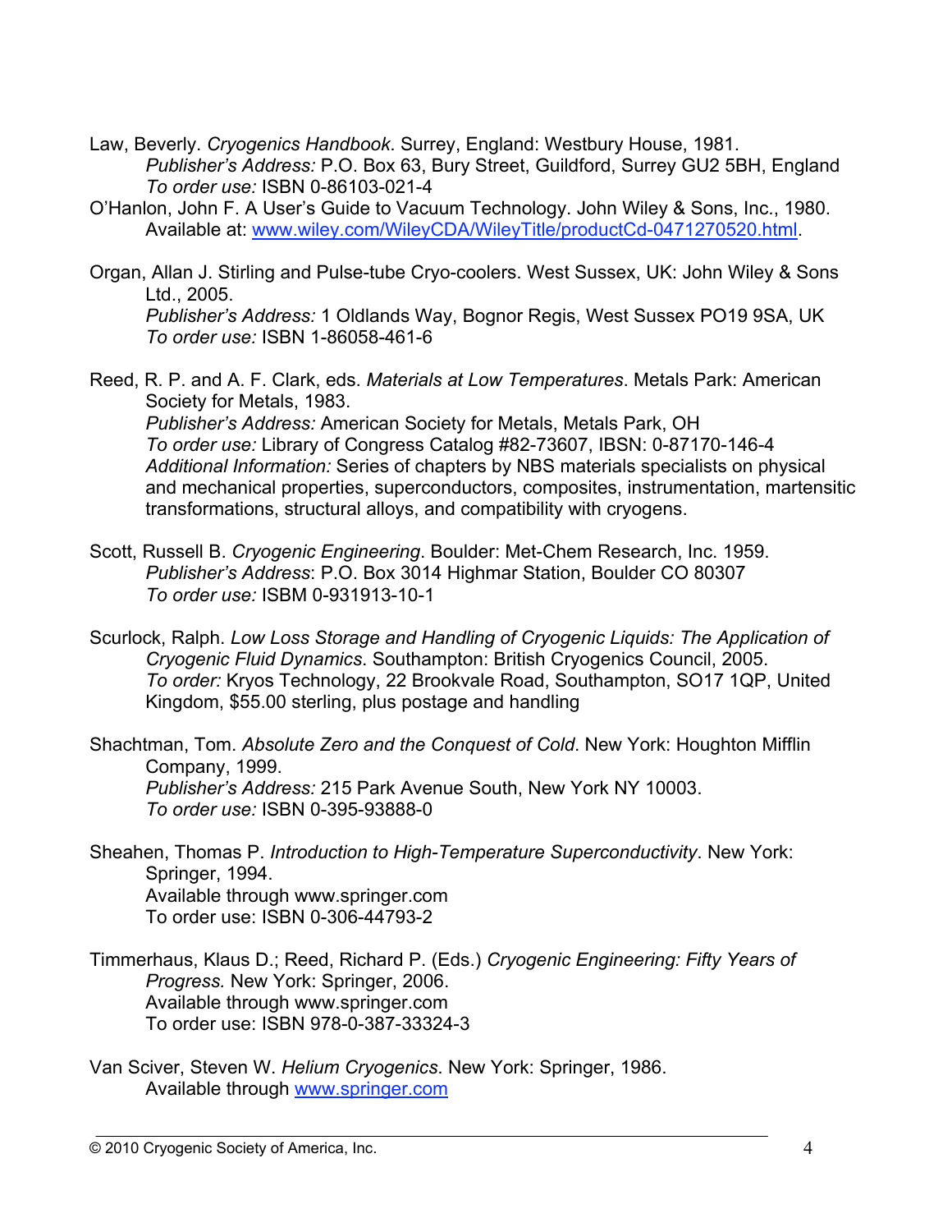Law, Beverly. *Cryogenics Handbook*. Surrey, England: Westbury House, 1981.
*Publisher's Address:* P.O. Box 63, Bury Street, Guildford, Surrey GU2 5BH, England
*To order use:* ISBN 0-86103-021-4

O'Hanlon, John F. A User's Guide to Vacuum Technology. John Wiley & Sons, Inc., 1980.
Available at: [www.wiley.com/WileyCDA/WileyTitle/productCd-0471270520.html](www.wiley.com/WileyCDA/WileyTitle/productCd-0471270520.html).

Organ, Allan J. Stirling and Pulse-tube Cryo-coolers. West Sussex, UK: John Wiley & Sons Ltd., 2005.
*Publisher's Address:* 1 Oldlands Way, Bognor Regis, West Sussex PO19 9SA, UK
*To order use:* ISBN 1-86058-461-6

Reed, R. P. and A. F. Clark, eds. *Materials at Low Temperatures*. Metals Park: American Society for Metals, 1983.
*Publisher's Address:* American Society for Metals, Metals Park, OH
*To order use:* Library of Congress Catalog #82-73607, IBSN: 0-87170-146-4
*Additional Information:* Series of chapters by NBS materials specialists on physical and mechanical properties, superconductors, composites, instrumentation, martensitic transformations, structural alloys, and compatibility with cryogens.

Scott, Russell B. *Cryogenic Engineering*. Boulder: Met-Chem Research, Inc. 1959.
*Publisher's Address*: P.O. Box 3014 Highmar Station, Boulder CO 80307
*To order use:* ISBM 0-931913-10-1

Scurlock, Ralph. *Low Loss Storage and Handling of Cryogenic Liquids: The Application of Cryogenic Fluid Dynamics*. Southampton: British Cryogenics Council, 2005.
*To order:* Kryos Technology, 22 Brookvale Road, Southampton, SO17 1QP, United Kingdom, $55.00 sterling, plus postage and handling

Shachtman, Tom. *Absolute Zero and the Conquest of Cold*. New York: Houghton Mifflin Company, 1999.
*Publisher's Address:* 215 Park Avenue South, New York NY 10003.
*To order use:* ISBN 0-395-93888-0

Sheahen, Thomas P. *Introduction to High-Temperature Superconductivity*. New York: Springer, 1994.
Available through www.springer.com
To order use: ISBN 0-306-44793-2

Timmerhaus, Klaus D.; Reed, Richard P. (Eds.) *Cryogenic Engineering: Fifty Years of Progress.* New York: Springer, 2006.
Available through www.springer.com
To order use: ISBN 978-0-387-33324-3

Van Sciver, Steven W. *Helium Cryogenics*. New York: Springer, 1986.
Available through [www.springer.com](www.springer.com)

© 2010 Cryogenic Society of America, Inc.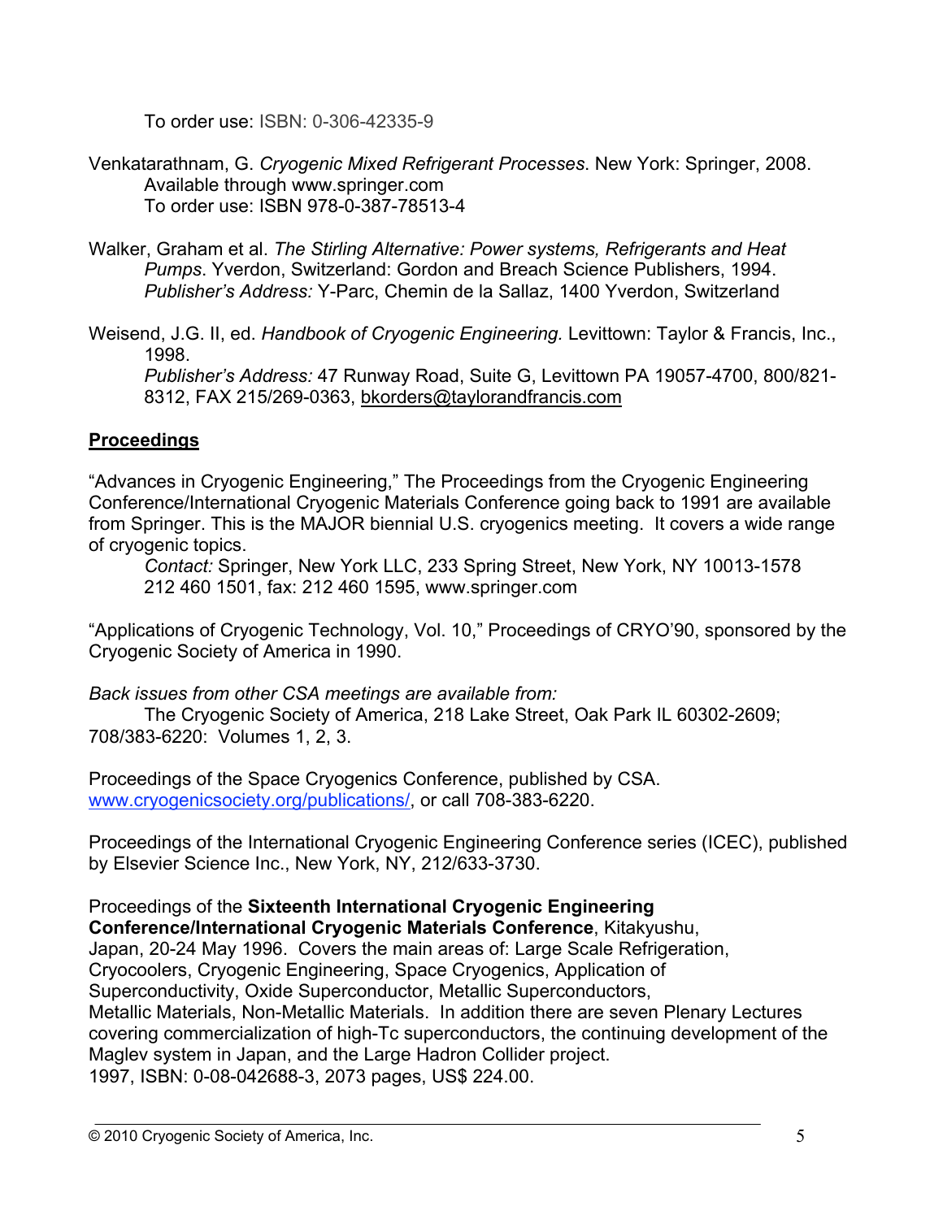To order use: ISBN: 0-306-42335-9

Venkatarathnam, G. *Cryogenic Mixed Refrigerant Processes*. New York: Springer, 2008.
Available through www.springer.com
To order use: ISBN 978-0-387-78513-4

Walker, Graham et al. *The Stirling Alternative: Power systems, Refrigerants and Heat Pumps*. Yverdon, Switzerland: Gordon and Breach Science Publishers, 1994.
*Publisher's Address:* Y-Parc, Chemin de la Sallaz, 1400 Yverdon, Switzerland

Weisend, J.G. II, ed. *Handbook of Cryogenic Engineering.* Levittown: Taylor & Francis, Inc., 1998.
*Publisher's Address:* 47 Runway Road, Suite G, Levittown PA 19057-4700, 800/821-8312, FAX 215/269-0363, bkorders@taylorandfrancis.com

## Proceedings

"Advances in Cryogenic Engineering," The Proceedings from the Cryogenic Engineering Conference/International Cryogenic Materials Conference going back to 1991 are available from Springer. This is the MAJOR biennial U.S. cryogenics meeting. It covers a wide range of cryogenic topics.
*Contact:* Springer, New York LLC, 233 Spring Street, New York, NY 10013-1578
212 460 1501, fax: 212 460 1595, www.springer.com

"Applications of Cryogenic Technology, Vol. 10," Proceedings of CRYO'90, sponsored by the Cryogenic Society of America in 1990.

*Back issues from other CSA meetings are available from:*
The Cryogenic Society of America, 218 Lake Street, Oak Park IL 60302-2609; 708/383-6220: Volumes 1, 2, 3.

Proceedings of the Space Cryogenics Conference, published by CSA. www.cryogenicsociety.org/publications/, or call 708-383-6220.

Proceedings of the International Cryogenic Engineering Conference series (ICEC), published by Elsevier Science Inc., New York, NY, 212/633-3730.

Proceedings of the **Sixteenth International Cryogenic Engineering Conference/International Cryogenic Materials Conference**, Kitakyushu, Japan, 20-24 May 1996. Covers the main areas of: Large Scale Refrigeration, Cryocoolers, Cryogenic Engineering, Space Cryogenics, Application of Superconductivity, Oxide Superconductor, Metallic Superconductors, Metallic Materials, Non-Metallic Materials. In addition there are seven Plenary Lectures covering commercialization of high-Tc superconductors, the continuing development of the Maglev system in Japan, and the Large Hadron Collider project.
1997, ISBN: 0-08-042688-3, 2073 pages, US$ 224.00.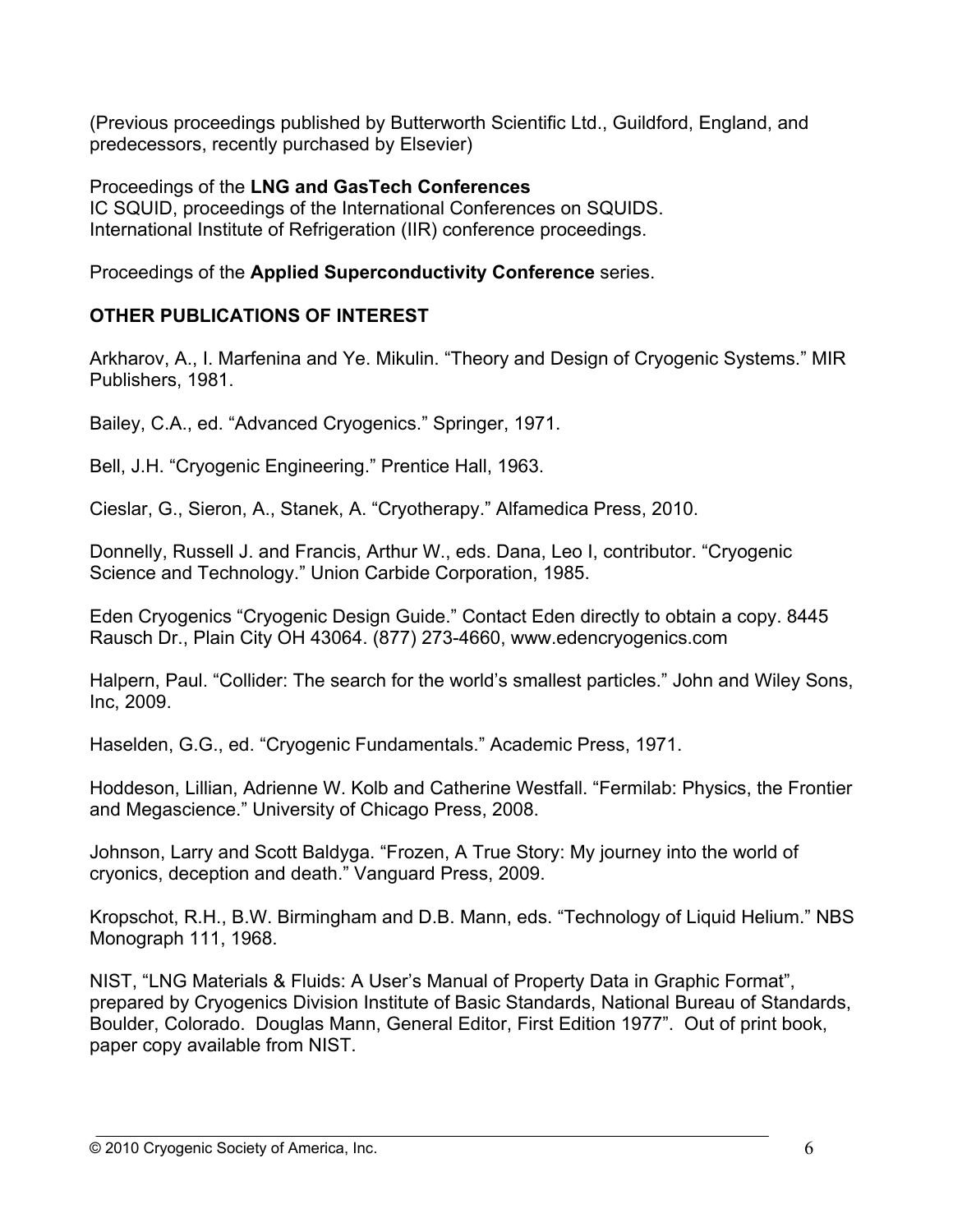(Previous proceedings published by Butterworth Scientific Ltd., Guildford, England, and predecessors, recently purchased by Elsevier)

Proceedings of the **LNG and GasTech Conferences**
IC SQUID, proceedings of the International Conferences on SQUIDS.
International Institute of Refrigeration (IIR) conference proceedings.

Proceedings of the **Applied Superconductivity Conference** series.

## OTHER PUBLICATIONS OF INTEREST

Arkharov, A., I. Marfenina and Ye. Mikulin. "Theory and Design of Cryogenic Systems." MIR Publishers, 1981.

Bailey, C.A., ed. "Advanced Cryogenics." Springer, 1971.

Bell, J.H. "Cryogenic Engineering." Prentice Hall, 1963.

Cieslar, G., Sieron, A., Stanek, A. "Cryotherapy." Alfamedica Press, 2010.

Donnelly, Russell J. and Francis, Arthur W., eds. Dana, Leo I, contributor. "Cryogenic Science and Technology." Union Carbide Corporation, 1985.

Eden Cryogenics "Cryogenic Design Guide." Contact Eden directly to obtain a copy. 8445 Rausch Dr., Plain City OH 43064. (877) 273-4660, www.edencryogenics.com

Halpern, Paul. "Collider: The search for the world's smallest particles." John and Wiley Sons, Inc, 2009.

Haselden, G.G., ed. "Cryogenic Fundamentals." Academic Press, 1971.

Hoddeson, Lillian, Adrienne W. Kolb and Catherine Westfall. "Fermilab: Physics, the Frontier and Megascience." University of Chicago Press, 2008.

Johnson, Larry and Scott Baldyga. "Frozen, A True Story: My journey into the world of cryonics, deception and death." Vanguard Press, 2009.

Kropschot, R.H., B.W. Birmingham and D.B. Mann, eds. "Technology of Liquid Helium." NBS Monograph 111, 1968.

NIST, "LNG Materials & Fluids: A User's Manual of Property Data in Graphic Format", prepared by Cryogenics Division Institute of Basic Standards, National Bureau of Standards, Boulder, Colorado. Douglas Mann, General Editor, First Edition 1977". Out of print book, paper copy available from NIST.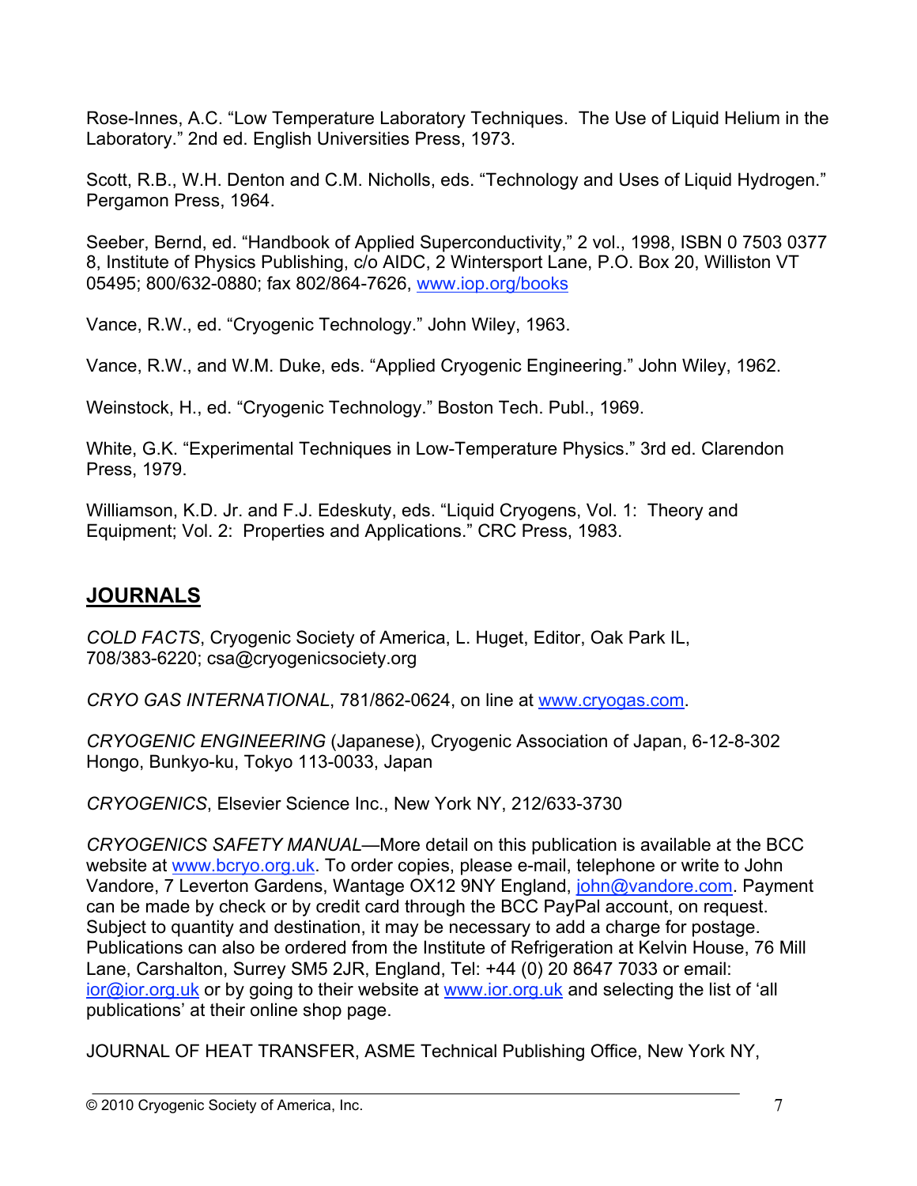Rose-Innes, A.C. "Low Temperature Laboratory Techniques. The Use of Liquid Helium in the Laboratory." 2nd ed. English Universities Press, 1973.

Scott, R.B., W.H. Denton and C.M. Nicholls, eds. "Technology and Uses of Liquid Hydrogen." Pergamon Press, 1964.

Seeber, Bernd, ed. "Handbook of Applied Superconductivity," 2 vol., 1998, ISBN 0 7503 0377 8, Institute of Physics Publishing, c/o AIDC, 2 Wintersport Lane, P.O. Box 20, Williston VT 05495; 800/632-0880; fax 802/864-7626, www.iop.org/books

Vance, R.W., ed. "Cryogenic Technology." John Wiley, 1963.

Vance, R.W., and W.M. Duke, eds. "Applied Cryogenic Engineering." John Wiley, 1962.

Weinstock, H., ed. "Cryogenic Technology." Boston Tech. Publ., 1969.

White, G.K. "Experimental Techniques in Low-Temperature Physics." 3rd ed. Clarendon Press, 1979.

Williamson, K.D. Jr. and F.J. Edeskuty, eds. "Liquid Cryogens, Vol. 1: Theory and Equipment; Vol. 2: Properties and Applications." CRC Press, 1983.

## JOURNALS

*COLD FACTS*, Cryogenic Society of America, L. Huget, Editor, Oak Park IL, 708/383-6220; csa@cryogenicsociety.org

*CRYO GAS INTERNATIONAL*, 781/862-0624, on line at www.cryogas.com.

*CRYOGENIC ENGINEERING* (Japanese), Cryogenic Association of Japan, 6-12-8-302 Hongo, Bunkyo-ku, Tokyo 113-0033, Japan

*CRYOGENICS*, Elsevier Science Inc., New York NY, 212/633-3730

*CRYOGENICS SAFETY MANUAL*—More detail on this publication is available at the BCC website at www.bcryo.org.uk. To order copies, please e-mail, telephone or write to John Vandore, 7 Leverton Gardens, Wantage OX12 9NY England, john@vandore.com. Payment can be made by check or by credit card through the BCC PayPal account, on request. Subject to quantity and destination, it may be necessary to add a charge for postage. Publications can also be ordered from the Institute of Refrigeration at Kelvin House, 76 Mill Lane, Carshalton, Surrey SM5 2JR, England, Tel: +44 (0) 20 8647 7033 or email: ior@ior.org.uk or by going to their website at www.ior.org.uk and selecting the list of 'all publications' at their online shop page.

JOURNAL OF HEAT TRANSFER, ASME Technical Publishing Office, New York NY,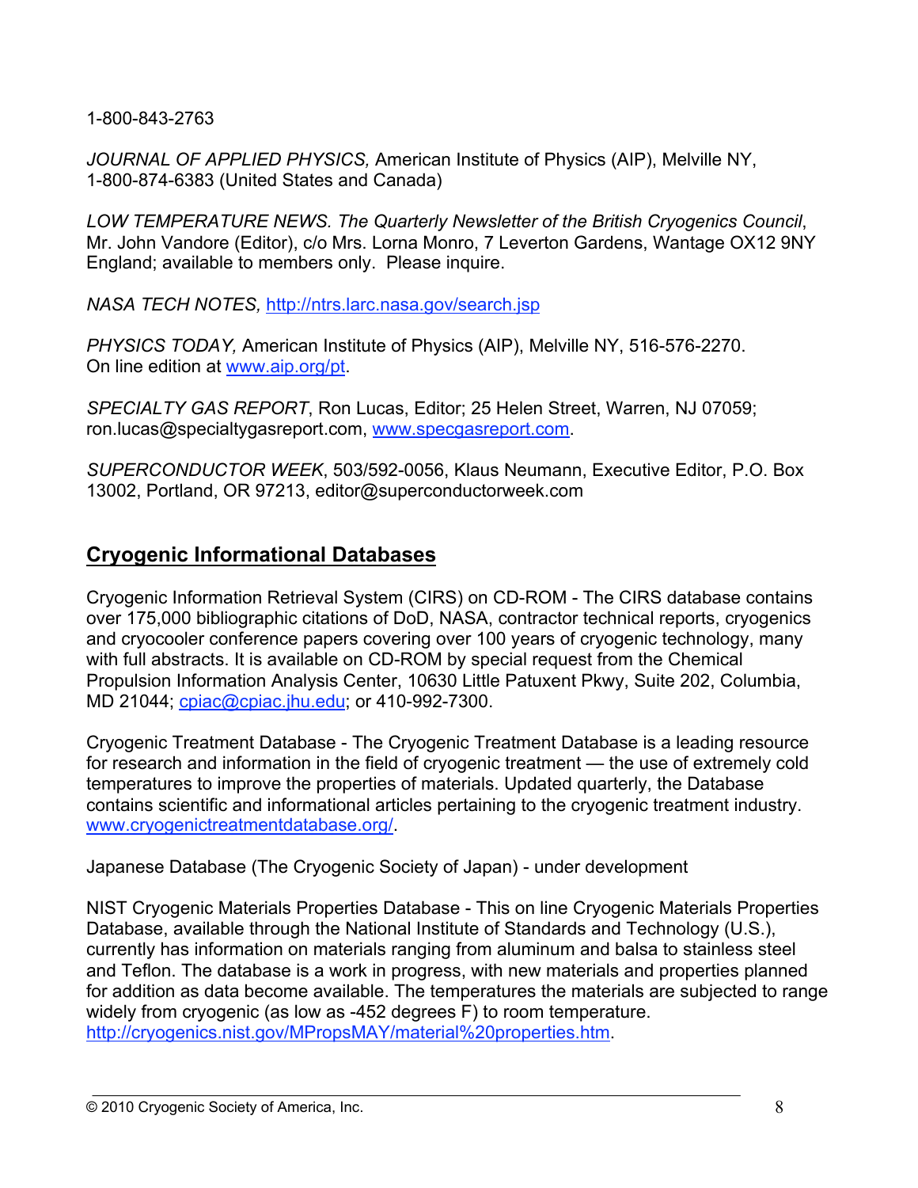1-800-843-2763

*JOURNAL OF APPLIED PHYSICS,* American Institute of Physics (AIP), Melville NY, 1-800-874-6383 (United States and Canada)

*LOW TEMPERATURE NEWS. The Quarterly Newsletter of the British Cryogenics Council*, Mr. John Vandore (Editor), c/o Mrs. Lorna Monro, 7 Leverton Gardens, Wantage OX12 9NY England; available to members only. Please inquire.

*NASA TECH NOTES,* http://ntrs.larc.nasa.gov/search.jsp

*PHYSICS TODAY,* American Institute of Physics (AIP), Melville NY, 516-576-2270. On line edition at www.aip.org/pt.

*SPECIALTY GAS REPORT*, Ron Lucas, Editor; 25 Helen Street, Warren, NJ 07059; ron.lucas@specialtygasreport.com, www.specgasreport.com.

*SUPERCONDUCTOR WEEK*, 503/592-0056, Klaus Neumann, Executive Editor, P.O. Box 13002, Portland, OR 97213, editor@superconductorweek.com

## Cryogenic Informational Databases

Cryogenic Information Retrieval System (CIRS) on CD-ROM - The CIRS database contains over 175,000 bibliographic citations of DoD, NASA, contractor technical reports, cryogenics and cryocooler conference papers covering over 100 years of cryogenic technology, many with full abstracts. It is available on CD-ROM by special request from the Chemical Propulsion Information Analysis Center, 10630 Little Patuxent Pkwy, Suite 202, Columbia, MD 21044; cpiac@cpiac.jhu.edu; or 410-992-7300.

Cryogenic Treatment Database - The Cryogenic Treatment Database is a leading resource for research and information in the field of cryogenic treatment — the use of extremely cold temperatures to improve the properties of materials. Updated quarterly, the Database contains scientific and informational articles pertaining to the cryogenic treatment industry. www.cryogenictreatmentdatabase.org/.

Japanese Database (The Cryogenic Society of Japan) - under development

NIST Cryogenic Materials Properties Database - This on line Cryogenic Materials Properties Database, available through the National Institute of Standards and Technology (U.S.), currently has information on materials ranging from aluminum and balsa to stainless steel and Teflon. The database is a work in progress, with new materials and properties planned for addition as data become available. The temperatures the materials are subjected to range widely from cryogenic (as low as -452 degrees F) to room temperature. http://cryogenics.nist.gov/MPropsMAY/material%20properties.htm.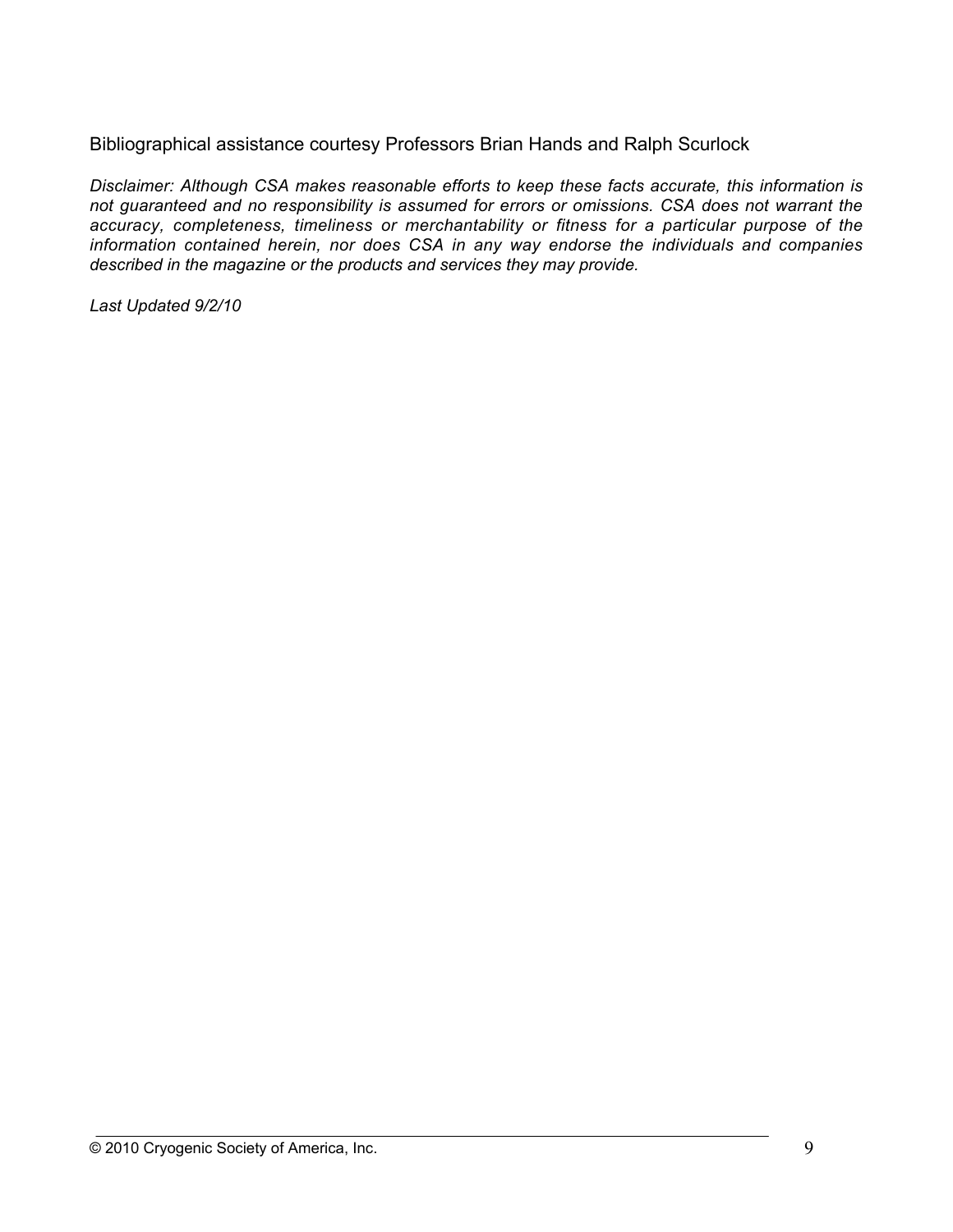Bibliographical assistance courtesy Professors Brian Hands and Ralph Scurlock

*Disclaimer: Although CSA makes reasonable efforts to keep these facts accurate, this information is not guaranteed and no responsibility is assumed for errors or omissions. CSA does not warrant the accuracy, completeness, timeliness or merchantability or fitness for a particular purpose of the information contained herein, nor does CSA in any way endorse the individuals and companies described in the magazine or the products and services they may provide.*

*Last Updated 9/2/10*